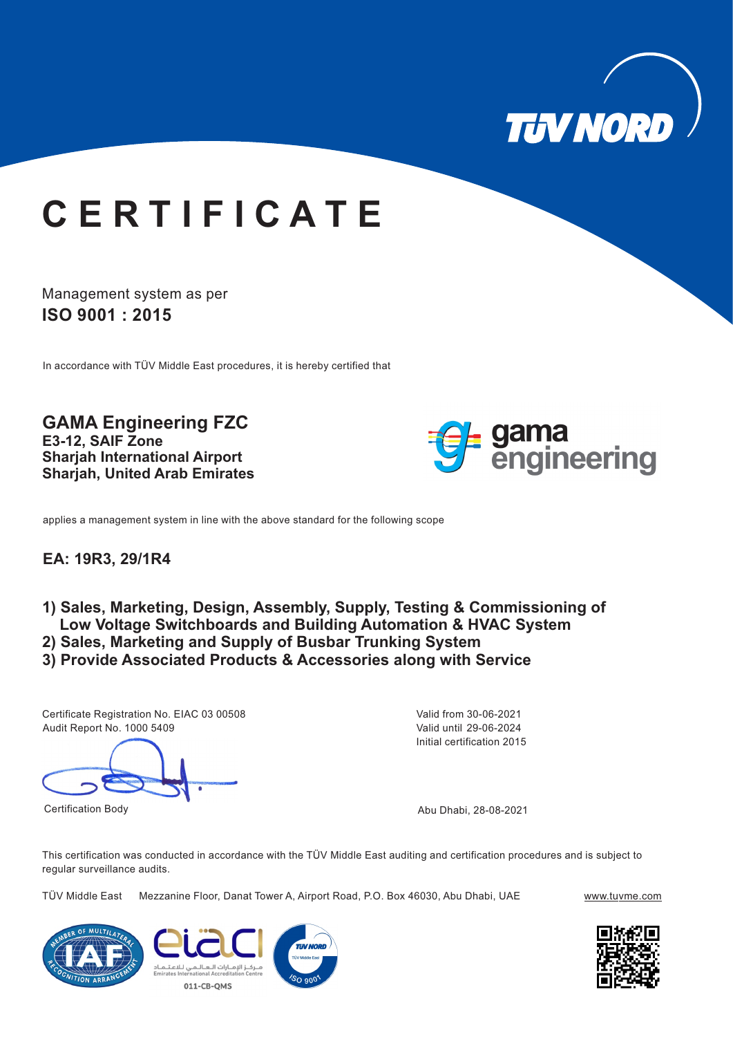TÜV NORD

# CERTIFICATE

Management system as per

**ISO 9001 : 2015**

In accordance with TÜV Middle East procedures, it is hereby certified that

**GAMA Engineering FZC**
**E3-12, SAIF Zone**
**Sharjah International Airport**
**Sharjah, United Arab Emirates**

gama engineering

applies a management system in line with the above standard for the following scope

**EA: 19R3, 29/1R4**

**1) Sales, Marketing, Design, Assembly, Supply, Testing & Commissioning of Low Voltage Switchboards and Building Automation & HVAC System**
**2) Sales, Marketing and Supply of Busbar Trunking System**
**3) Provide Associated Products & Accessories along with Service**

Certificate Registration No. EIAC 03 00508
Audit Report No. 1000 5409

Valid from 30-06-2021
Valid until 29-06-2024
Initial certification 2015

Certification Body

Abu Dhabi, 28-08-2021

This certification was conducted in accordance with the TÜV Middle East auditing and certification procedures and is subject to regular surveillance audits.

TÜV Middle East   Mezzanine Floor, Danat Tower A, Airport Road, P.O. Box 46030, Abu Dhabi, UAE   www.tuvme.com

MEMBER OF MULTILATERAL RECOGNITION ARRANGEMENT IAF

eiac
مـركـز الإمـارات الـعـالـمـي لـلاعـتـمـاد
Emirates International Accreditation Centre
011-CB-QMS

TÜV NORD TÜV Middle East ISO 9001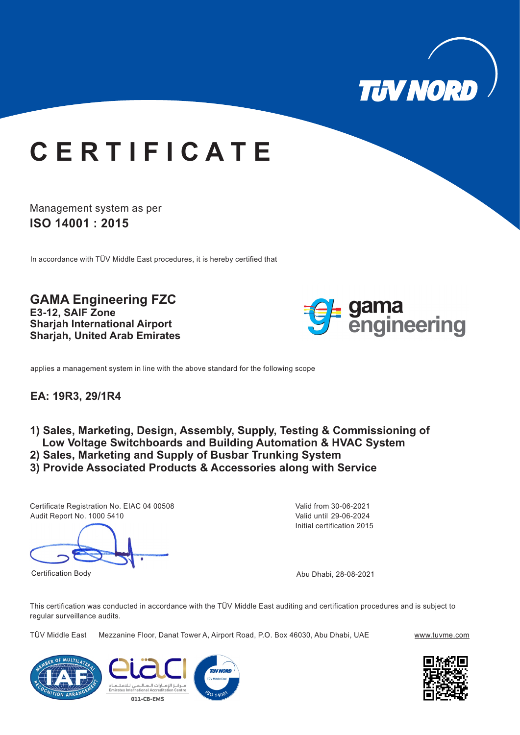TÜV NORD

# CERTIFICATE

Management system as per
**ISO 14001 : 2015**

In accordance with TÜV Middle East procedures, it is hereby certified that

**GAMA Engineering FZC**
**E3-12, SAIF Zone**
**Sharjah International Airport**
**Sharjah, United Arab Emirates**

gama engineering

applies a management system in line with the above standard for the following scope

**EA: 19R3, 29/1R4**

**1) Sales, Marketing, Design, Assembly, Supply, Testing & Commissioning of Low Voltage Switchboards and Building Automation & HVAC System**
**2) Sales, Marketing and Supply of Busbar Trunking System**
**3) Provide Associated Products & Accessories along with Service**

Certificate Registration No. EIAC 04 00508
Audit Report No. 1000 5410

Valid from 30-06-2021
Valid until 29-06-2024
Initial certification 2015

Certification Body

Abu Dhabi, 28-08-2021

This certification was conducted in accordance with the TÜV Middle East auditing and certification procedures and is subject to regular surveillance audits.

TÜV Middle East Mezzanine Floor, Danat Tower A, Airport Road, P.O. Box 46030, Abu Dhabi, UAE www.tuvme.com

MEMBER OF MULTILATERAL RECOGNITION ARRANGEMENT IAF

eiac مـركـز الإمـارات الـعـالـمـي لـلاعـتـمـاد Emirates International Accreditation Centre 011-CB-EMS

TÜV NORD TÜV Middle East ISO 14001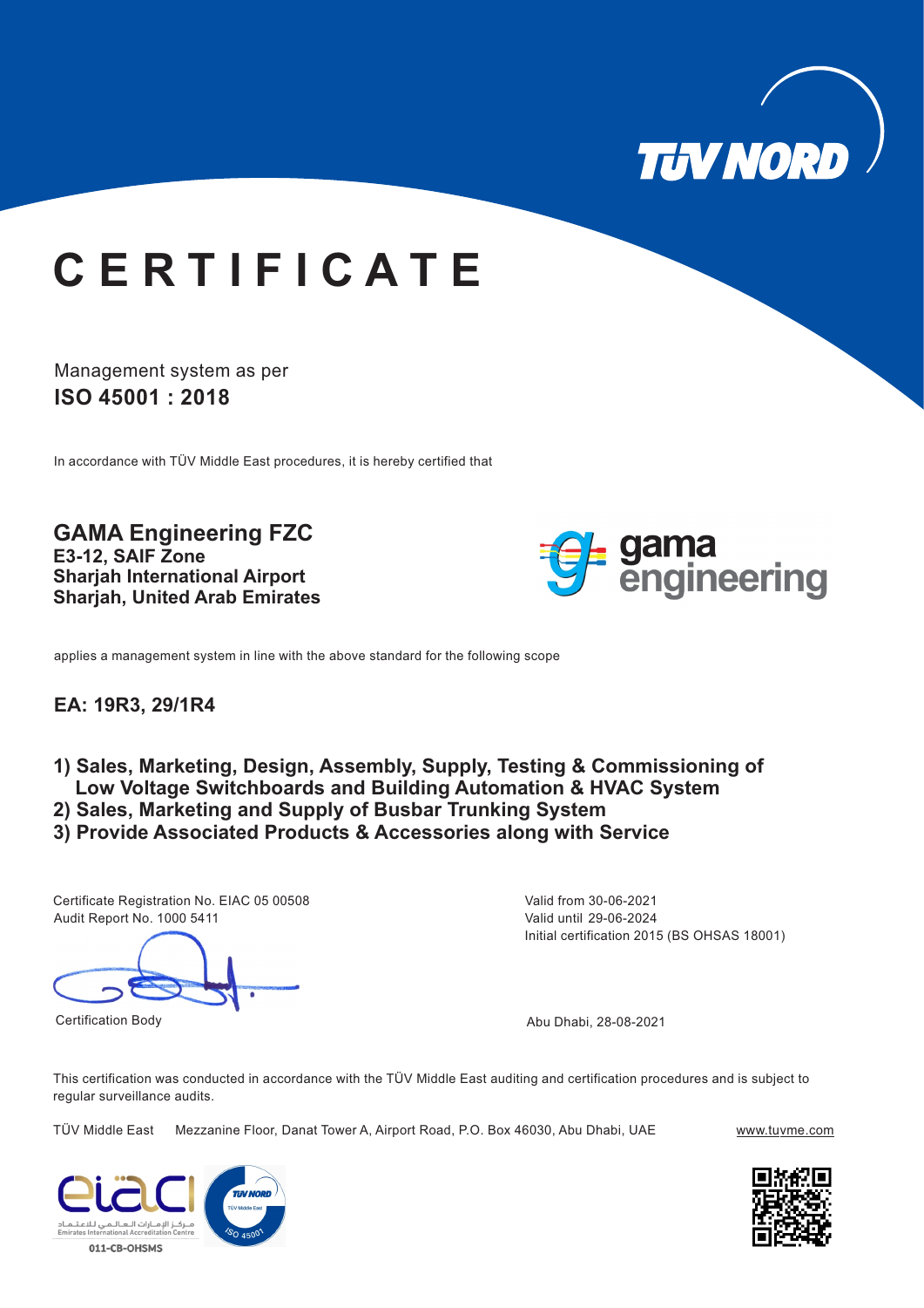TÜV NORD

# CERTIFICATE

Management system as per
**ISO 45001 : 2018**

In accordance with TÜV Middle East procedures, it is hereby certified that

**GAMA Engineering FZC**
**E3-12, SAIF Zone**
**Sharjah International Airport**
**Sharjah, United Arab Emirates**

gama engineering

applies a management system in line with the above standard for the following scope

**EA: 19R3, 29/1R4**

**1) Sales, Marketing, Design, Assembly, Supply, Testing & Commissioning of Low Voltage Switchboards and Building Automation & HVAC System**
**2) Sales, Marketing and Supply of Busbar Trunking System**
**3) Provide Associated Products & Accessories along with Service**

Certificate Registration No. EIAC 05 00508
Audit Report No. 1000 5411

Valid from 30-06-2021
Valid until 29-06-2024
Initial certification 2015 (BS OHSAS 18001)

Certification Body

Abu Dhabi, 28-08-2021

This certification was conducted in accordance with the TÜV Middle East auditing and certification procedures and is subject to regular surveillance audits.

TÜV Middle East Mezzanine Floor, Danat Tower A, Airport Road, P.O. Box 46030, Abu Dhabi, UAE www.tuvme.com

eiac
مركز الإمارات العالمي للاعتماد
Emirates International Accreditation Centre
011-CB-OHSMS

TÜV NORD
TÜV Middle East
ISO 45001